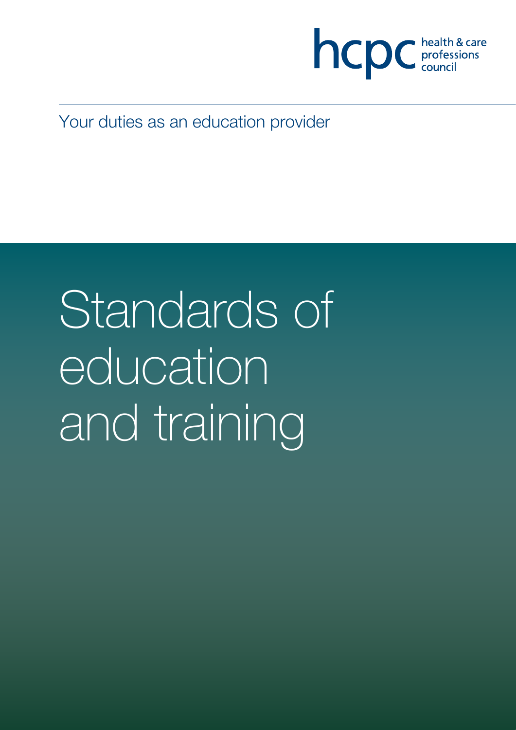hcpc health & care professions council

Your duties as an education provider

# Standards of education and training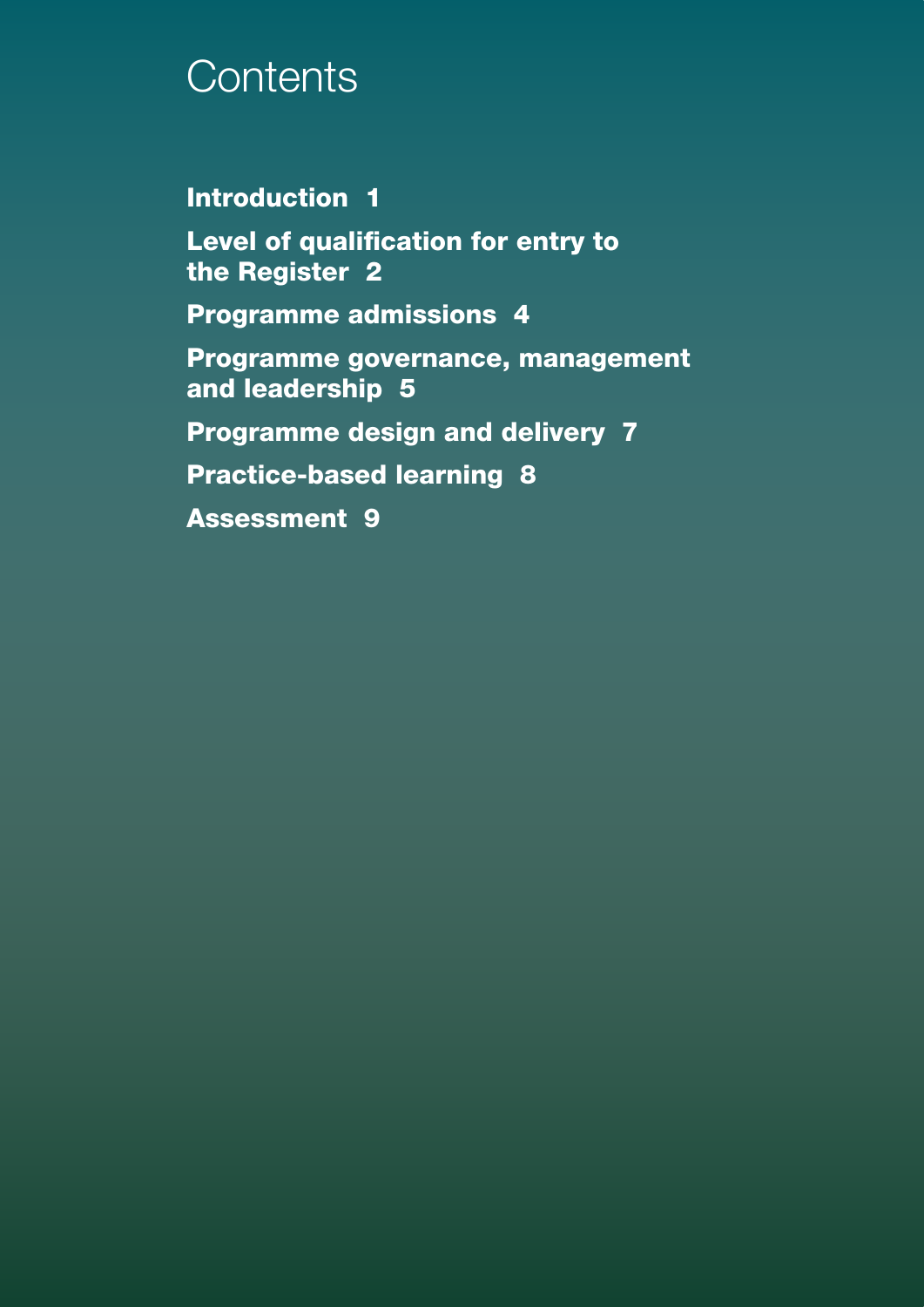# Contents

**Introduction 1**

**Level of qualification for entry to the Register 2**

**Programme admissions 4**

**Programme governance, management and leadership 5**

**Programme design and delivery 7**

**Practice-based learning 8**

**Assessment 9**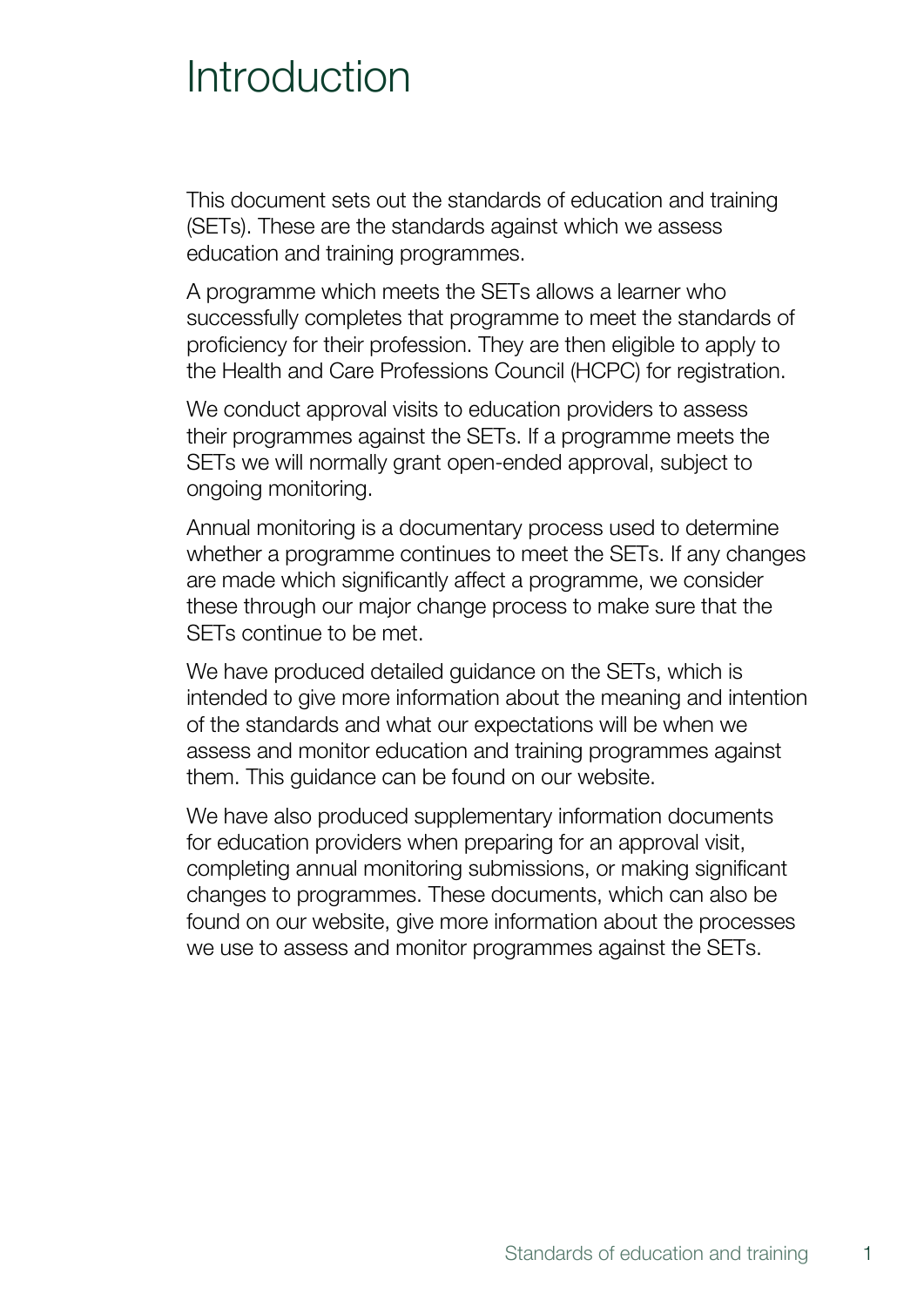# Introduction

This document sets out the standards of education and training (SETs). These are the standards against which we assess education and training programmes.

A programme which meets the SETs allows a learner who successfully completes that programme to meet the standards of proficiency for their profession. They are then eligible to apply to the Health and Care Professions Council (HCPC) for registration.

We conduct approval visits to education providers to assess their programmes against the SETs. If a programme meets the SETs we will normally grant open-ended approval, subject to ongoing monitoring.

Annual monitoring is a documentary process used to determine whether a programme continues to meet the SETs. If any changes are made which significantly affect a programme, we consider these through our major change process to make sure that the SETs continue to be met.

We have produced detailed guidance on the SETs, which is intended to give more information about the meaning and intention of the standards and what our expectations will be when we assess and monitor education and training programmes against them. This guidance can be found on our website.

We have also produced supplementary information documents for education providers when preparing for an approval visit, completing annual monitoring submissions, or making significant changes to programmes. These documents, which can also be found on our website, give more information about the processes we use to assess and monitor programmes against the SETs.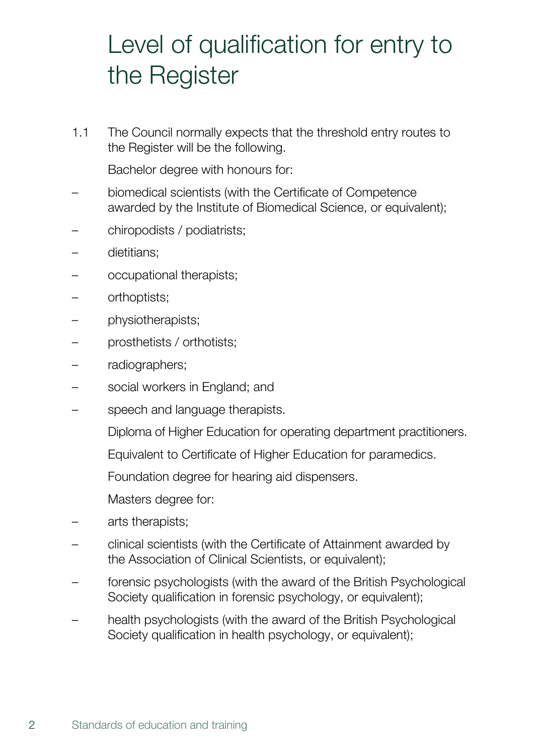# Level of qualification for entry to the Register

1.1 The Council normally expects that the threshold entry routes to the Register will be the following.

Bachelor degree with honours for:

- biomedical scientists (with the Certificate of Competence awarded by the Institute of Biomedical Science, or equivalent);
- chiropodists / podiatrists;
- dietitians;
- occupational therapists;
- orthoptists;
- physiotherapists;
- prosthetists / orthotists;
- radiographers;
- social workers in England; and
- speech and language therapists.

Diploma of Higher Education for operating department practitioners.

Equivalent to Certificate of Higher Education for paramedics.

Foundation degree for hearing aid dispensers.

Masters degree for:

- arts therapists;
- clinical scientists (with the Certificate of Attainment awarded by the Association of Clinical Scientists, or equivalent);
- forensic psychologists (with the award of the British Psychological Society qualification in forensic psychology, or equivalent);
- health psychologists (with the award of the British Psychological Society qualification in health psychology, or equivalent);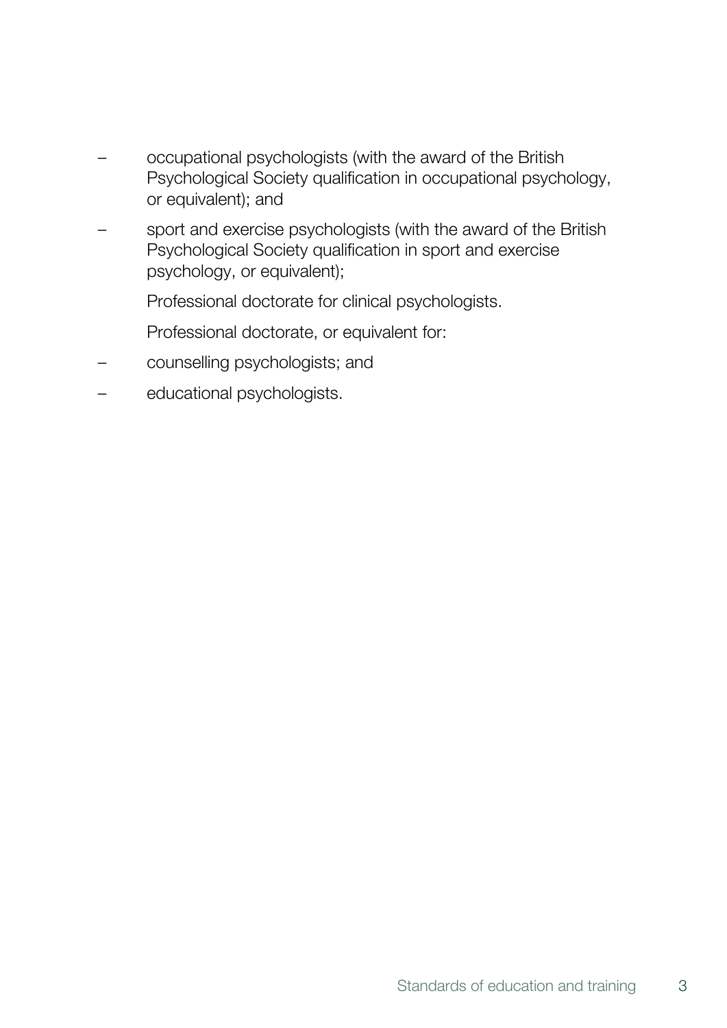- occupational psychologists (with the award of the British Psychological Society qualification in occupational psychology, or equivalent); and
- sport and exercise psychologists (with the award of the British Psychological Society qualification in sport and exercise psychology, or equivalent);

Professional doctorate for clinical psychologists.

Professional doctorate, or equivalent for:

- counselling psychologists; and
- educational psychologists.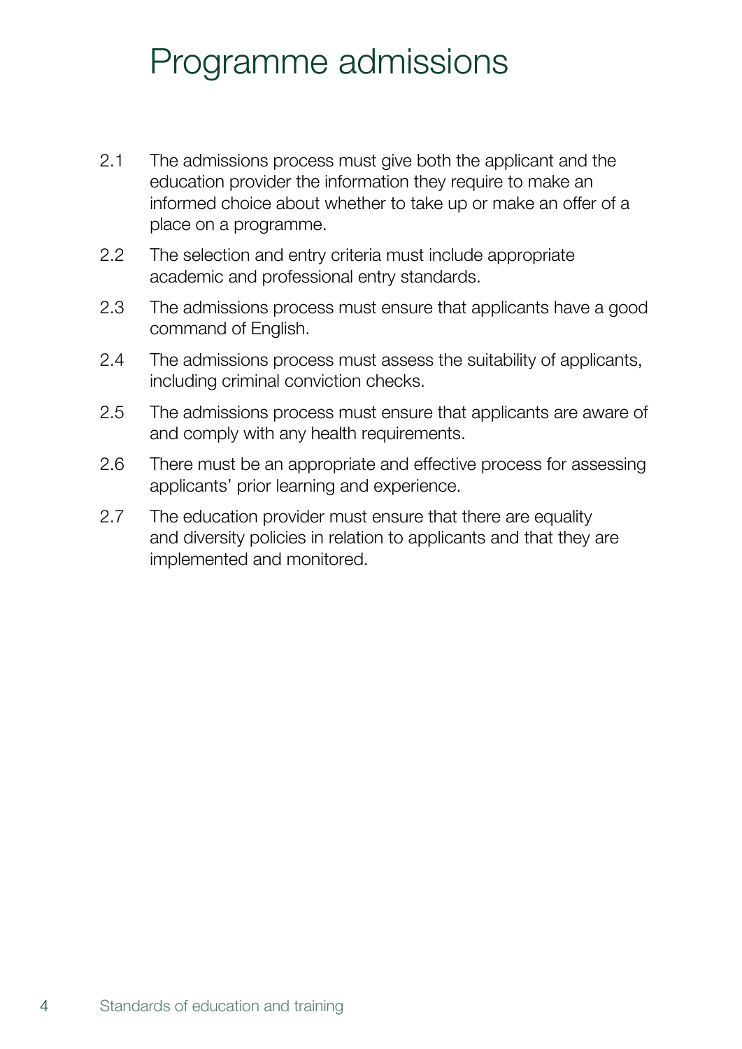# Programme admissions

2.1 The admissions process must give both the applicant and the education provider the information they require to make an informed choice about whether to take up or make an offer of a place on a programme.

2.2 The selection and entry criteria must include appropriate academic and professional entry standards.

2.3 The admissions process must ensure that applicants have a good command of English.

2.4 The admissions process must assess the suitability of applicants, including criminal conviction checks.

2.5 The admissions process must ensure that applicants are aware of and comply with any health requirements.

2.6 There must be an appropriate and effective process for assessing applicants' prior learning and experience.

2.7 The education provider must ensure that there are equality and diversity policies in relation to applicants and that they are implemented and monitored.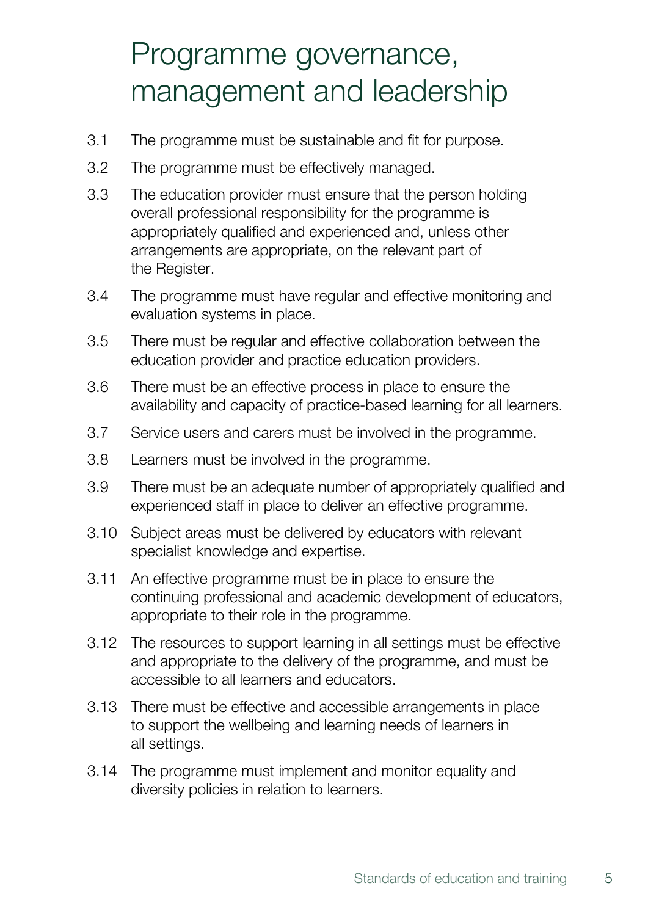# Programme governance, management and leadership

3.1 The programme must be sustainable and fit for purpose.

3.2 The programme must be effectively managed.

3.3 The education provider must ensure that the person holding overall professional responsibility for the programme is appropriately qualified and experienced and, unless other arrangements are appropriate, on the relevant part of the Register.

3.4 The programme must have regular and effective monitoring and evaluation systems in place.

3.5 There must be regular and effective collaboration between the education provider and practice education providers.

3.6 There must be an effective process in place to ensure the availability and capacity of practice-based learning for all learners.

3.7 Service users and carers must be involved in the programme.

3.8 Learners must be involved in the programme.

3.9 There must be an adequate number of appropriately qualified and experienced staff in place to deliver an effective programme.

3.10 Subject areas must be delivered by educators with relevant specialist knowledge and expertise.

3.11 An effective programme must be in place to ensure the continuing professional and academic development of educators, appropriate to their role in the programme.

3.12 The resources to support learning in all settings must be effective and appropriate to the delivery of the programme, and must be accessible to all learners and educators.

3.13 There must be effective and accessible arrangements in place to support the wellbeing and learning needs of learners in all settings.

3.14 The programme must implement and monitor equality and diversity policies in relation to learners.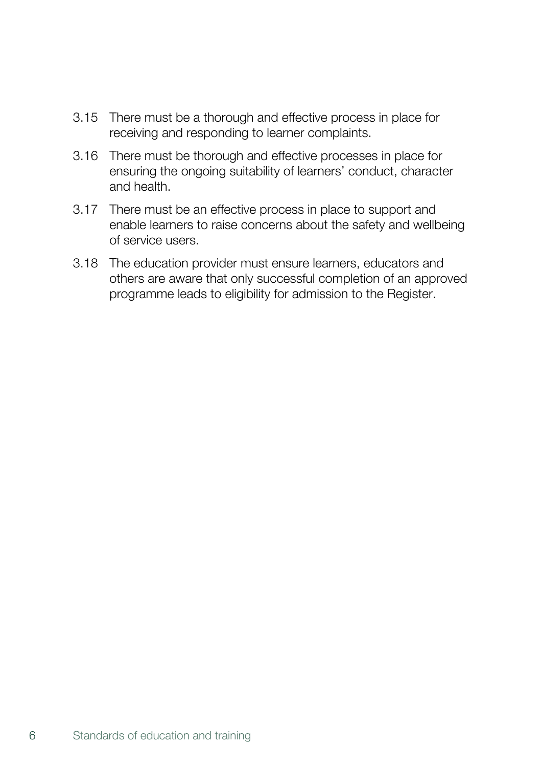3.15 There must be a thorough and effective process in place for receiving and responding to learner complaints.

3.16 There must be thorough and effective processes in place for ensuring the ongoing suitability of learners' conduct, character and health.

3.17 There must be an effective process in place to support and enable learners to raise concerns about the safety and wellbeing of service users.

3.18 The education provider must ensure learners, educators and others are aware that only successful completion of an approved programme leads to eligibility for admission to the Register.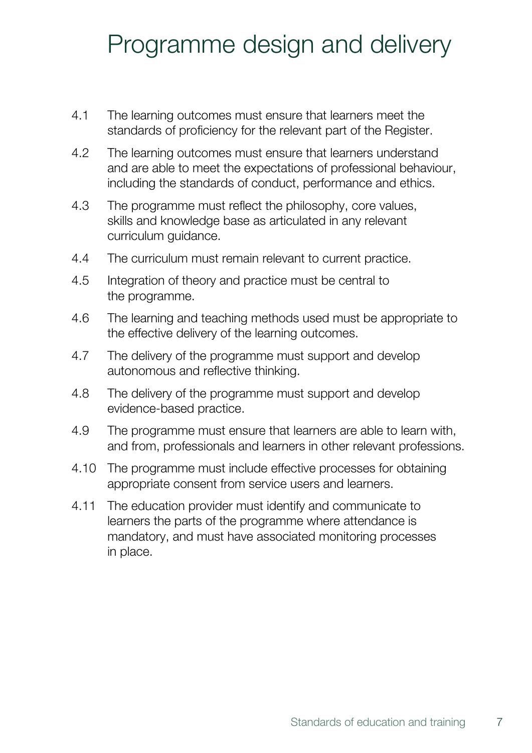# Programme design and delivery

4.1 The learning outcomes must ensure that learners meet the standards of proficiency for the relevant part of the Register.

4.2 The learning outcomes must ensure that learners understand and are able to meet the expectations of professional behaviour, including the standards of conduct, performance and ethics.

4.3 The programme must reflect the philosophy, core values, skills and knowledge base as articulated in any relevant curriculum guidance.

4.4 The curriculum must remain relevant to current practice.

4.5 Integration of theory and practice must be central to the programme.

4.6 The learning and teaching methods used must be appropriate to the effective delivery of the learning outcomes.

4.7 The delivery of the programme must support and develop autonomous and reflective thinking.

4.8 The delivery of the programme must support and develop evidence-based practice.

4.9 The programme must ensure that learners are able to learn with, and from, professionals and learners in other relevant professions.

4.10 The programme must include effective processes for obtaining appropriate consent from service users and learners.

4.11 The education provider must identify and communicate to learners the parts of the programme where attendance is mandatory, and must have associated monitoring processes in place.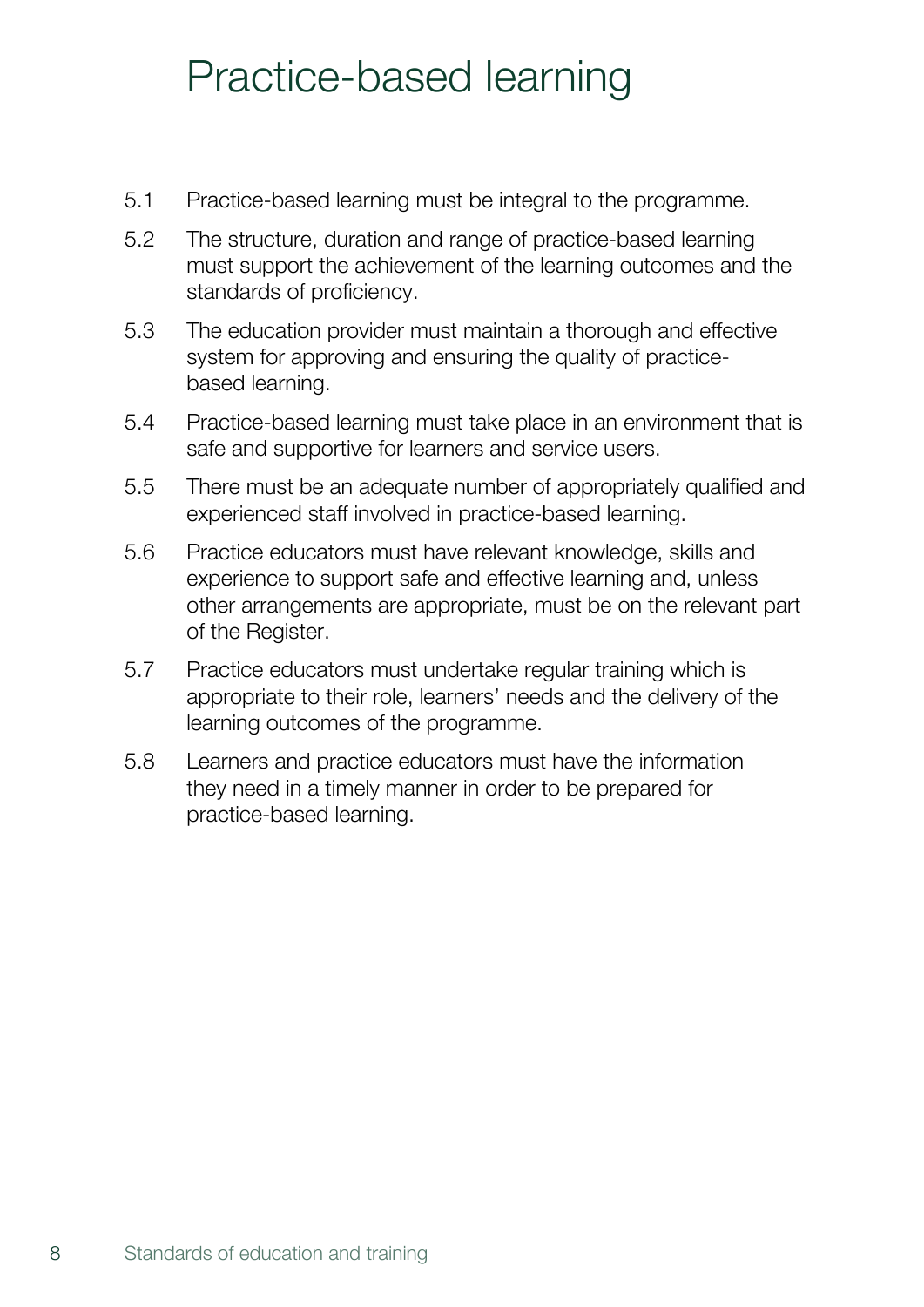# Practice-based learning

5.1 Practice-based learning must be integral to the programme.

5.2 The structure, duration and range of practice-based learning must support the achievement of the learning outcomes and the standards of proficiency.

5.3 The education provider must maintain a thorough and effective system for approving and ensuring the quality of practice-based learning.

5.4 Practice-based learning must take place in an environment that is safe and supportive for learners and service users.

5.5 There must be an adequate number of appropriately qualified and experienced staff involved in practice-based learning.

5.6 Practice educators must have relevant knowledge, skills and experience to support safe and effective learning and, unless other arrangements are appropriate, must be on the relevant part of the Register.

5.7 Practice educators must undertake regular training which is appropriate to their role, learners' needs and the delivery of the learning outcomes of the programme.

5.8 Learners and practice educators must have the information they need in a timely manner in order to be prepared for practice-based learning.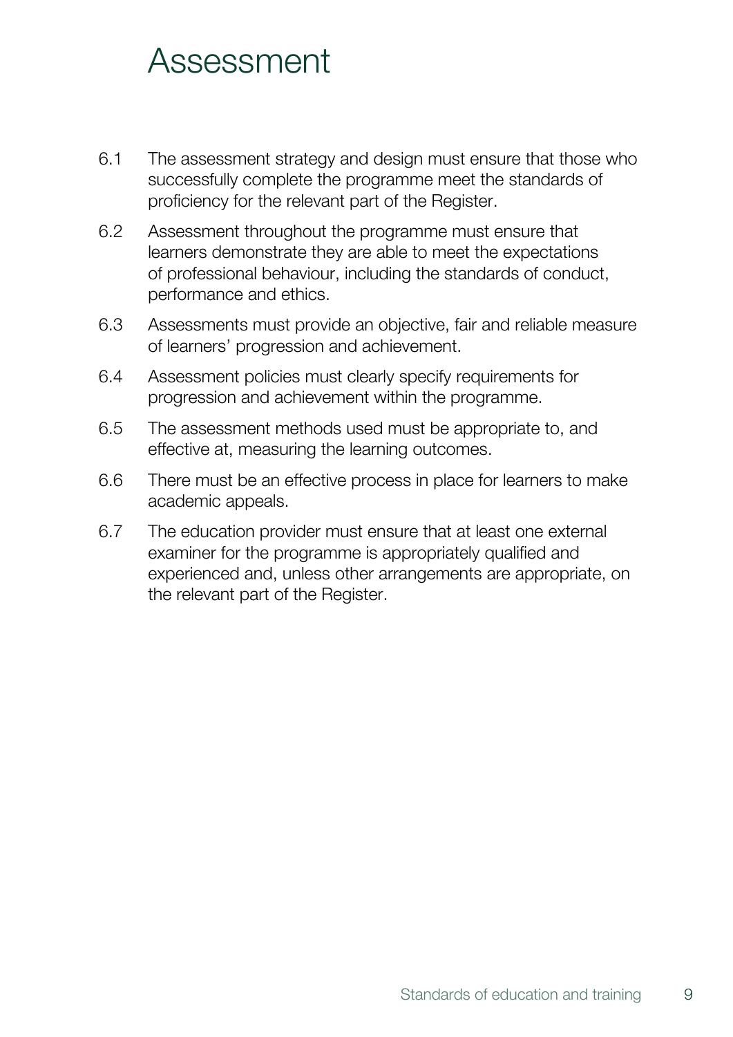# Assessment

6.1 The assessment strategy and design must ensure that those who successfully complete the programme meet the standards of proficiency for the relevant part of the Register.

6.2 Assessment throughout the programme must ensure that learners demonstrate they are able to meet the expectations of professional behaviour, including the standards of conduct, performance and ethics.

6.3 Assessments must provide an objective, fair and reliable measure of learners' progression and achievement.

6.4 Assessment policies must clearly specify requirements for progression and achievement within the programme.

6.5 The assessment methods used must be appropriate to, and effective at, measuring the learning outcomes.

6.6 There must be an effective process in place for learners to make academic appeals.

6.7 The education provider must ensure that at least one external examiner for the programme is appropriately qualified and experienced and, unless other arrangements are appropriate, on the relevant part of the Register.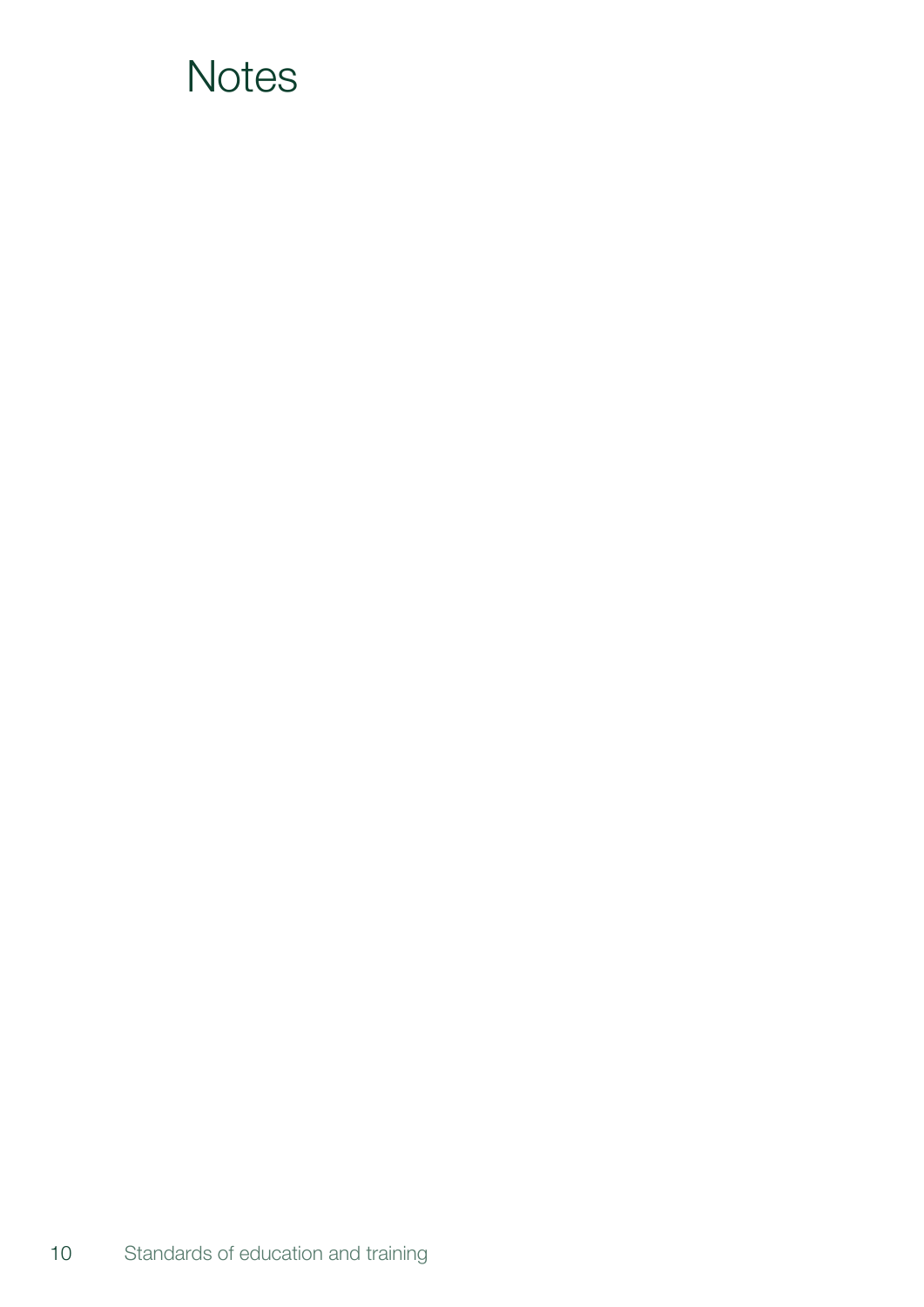# Notes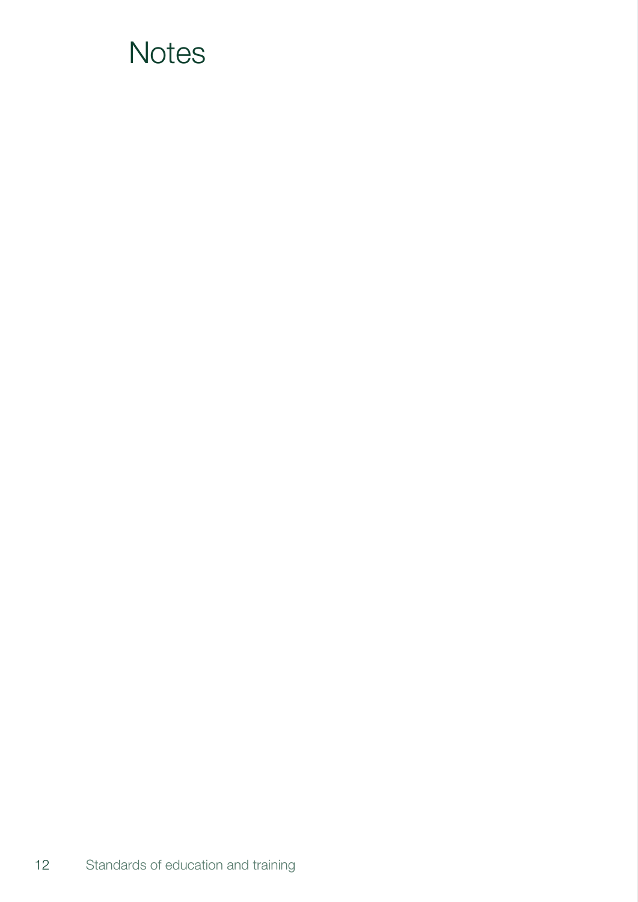# Notes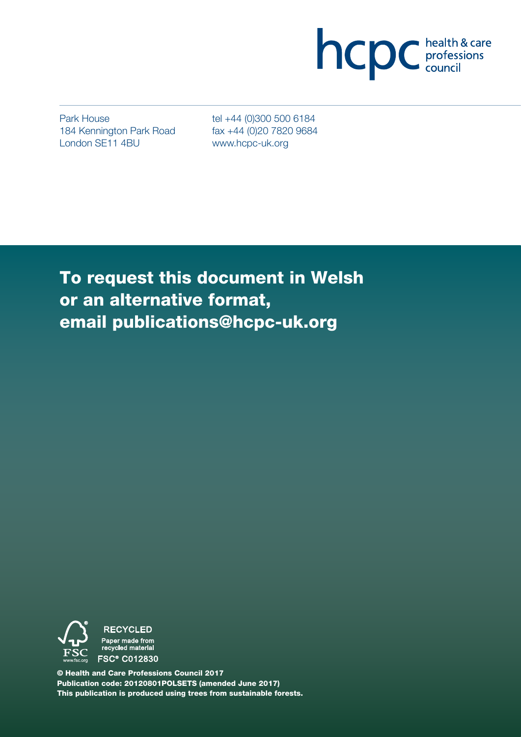hcpc health & care professions council

Park House
184 Kennington Park Road
London SE11 4BU

tel +44 (0)300 500 6184
fax +44 (0)20 7820 9684
www.hcpc-uk.org

**To request this document in Welsh or an alternative format, email publications@hcpc-uk.org**

FSC www.fsc.org
RECYCLED
Paper made from recycled material
FSC® C012830

**© Health and Care Professions Council 2017**
**Publication code: 20120801POLSETS (amended June 2017)**
**This publication is produced using trees from sustainable forests.**